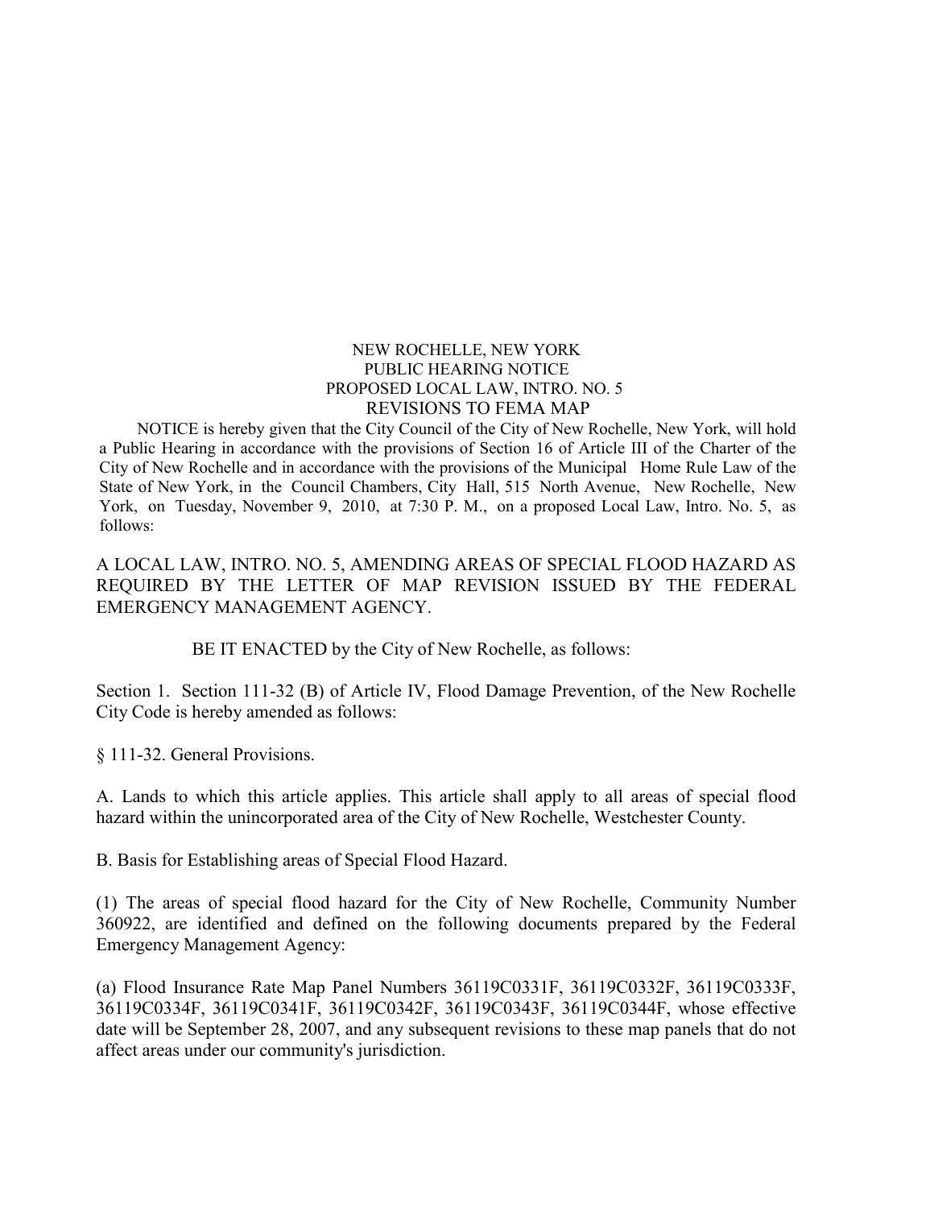NEW ROCHELLE, NEW YORK
PUBLIC HEARING NOTICE
PROPOSED LOCAL LAW, INTRO. NO. 5
REVISIONS TO FEMA MAP

NOTICE is hereby given that the City Council of the City of New Rochelle, New York, will hold a Public Hearing in accordance with the provisions of Section 16 of Article III of the Charter of the City of New Rochelle and in accordance with the provisions of the Municipal Home Rule Law of the State of New York, in the Council Chambers, City Hall, 515 North Avenue, New Rochelle, New York, on Tuesday, November 9, 2010, at 7:30 P. M., on a proposed Local Law, Intro. No. 5, as follows:

A LOCAL LAW, INTRO. NO. 5, AMENDING AREAS OF SPECIAL FLOOD HAZARD AS REQUIRED BY THE LETTER OF MAP REVISION ISSUED BY THE FEDERAL EMERGENCY MANAGEMENT AGENCY.

BE IT ENACTED by the City of New Rochelle, as follows:

Section 1. Section 111-32 (B) of Article IV, Flood Damage Prevention, of the New Rochelle City Code is hereby amended as follows:

§ 111-32. General Provisions.

A. Lands to which this article applies. This article shall apply to all areas of special flood hazard within the unincorporated area of the City of New Rochelle, Westchester County.

B. Basis for Establishing areas of Special Flood Hazard.

(1) The areas of special flood hazard for the City of New Rochelle, Community Number 360922, are identified and defined on the following documents prepared by the Federal Emergency Management Agency:

(a) Flood Insurance Rate Map Panel Numbers 36119C0331F, 36119C0332F, 36119C0333F, 36119C0334F, 36119C0341F, 36119C0342F, 36119C0343F, 36119C0344F, whose effective date will be September 28, 2007, and any subsequent revisions to these map panels that do not affect areas under our community's jurisdiction.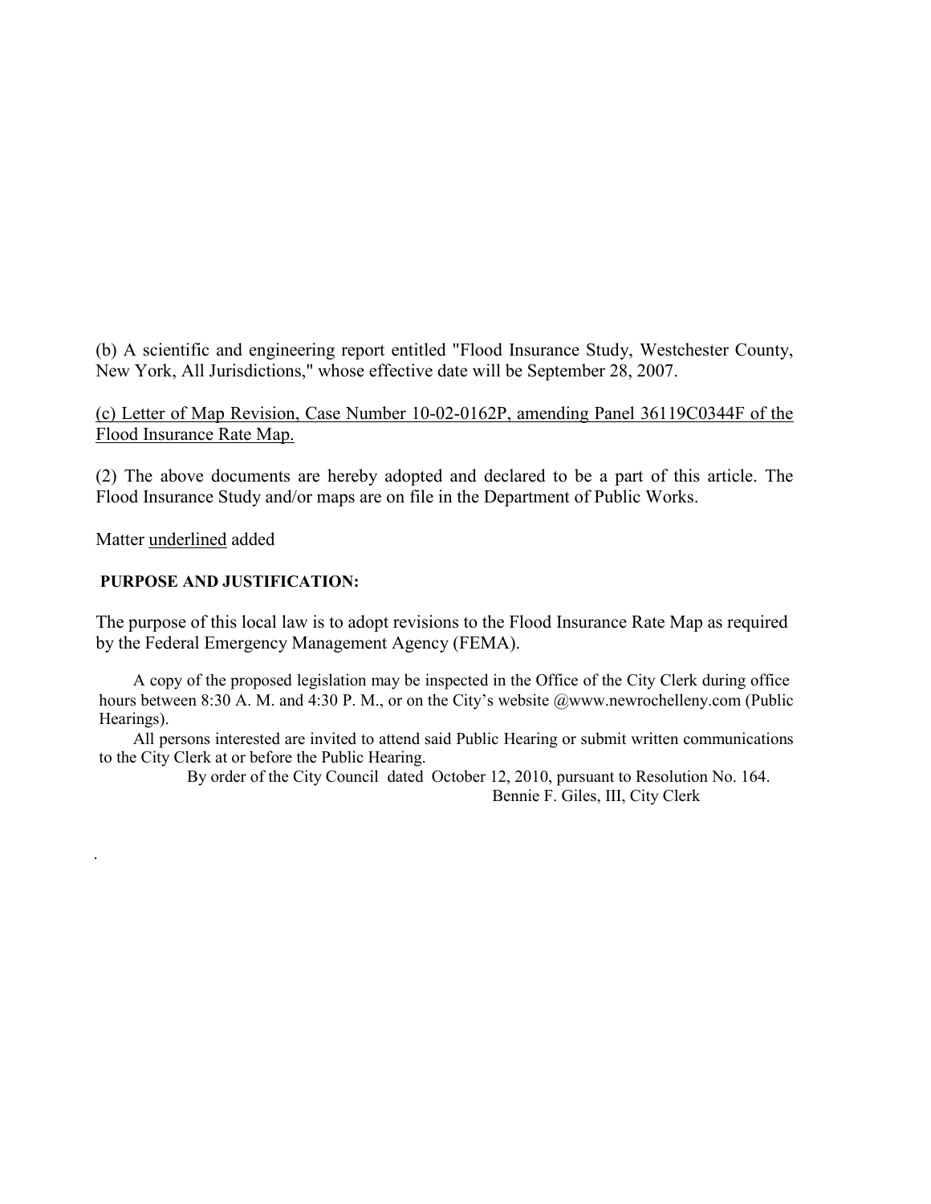(b) A scientific and engineering report entitled "Flood Insurance Study, Westchester County, New York, All Jurisdictions," whose effective date will be September 28, 2007.

<u>(c) Letter of Map Revision, Case Number 10-02-0162P, amending Panel 36119C0344F of the Flood Insurance Rate Map.</u>

(2) The above documents are hereby adopted and declared to be a part of this article. The Flood Insurance Study and/or maps are on file in the Department of Public Works.

Matter <u>underlined</u> added

**PURPOSE AND JUSTIFICATION:**

The purpose of this local law is to adopt revisions to the Flood Insurance Rate Map as required by the Federal Emergency Management Agency (FEMA).

A copy of the proposed legislation may be inspected in the Office of the City Clerk during office hours between 8:30 A. M. and 4:30 P. M., or on the City's website @www.newrochelleny.com (Public Hearings).

All persons interested are invited to attend said Public Hearing or submit written communications to the City Clerk at or before the Public Hearing.

By order of the City Council dated October 12, 2010, pursuant to Resolution No. 164.

Bennie F. Giles, III, City Clerk